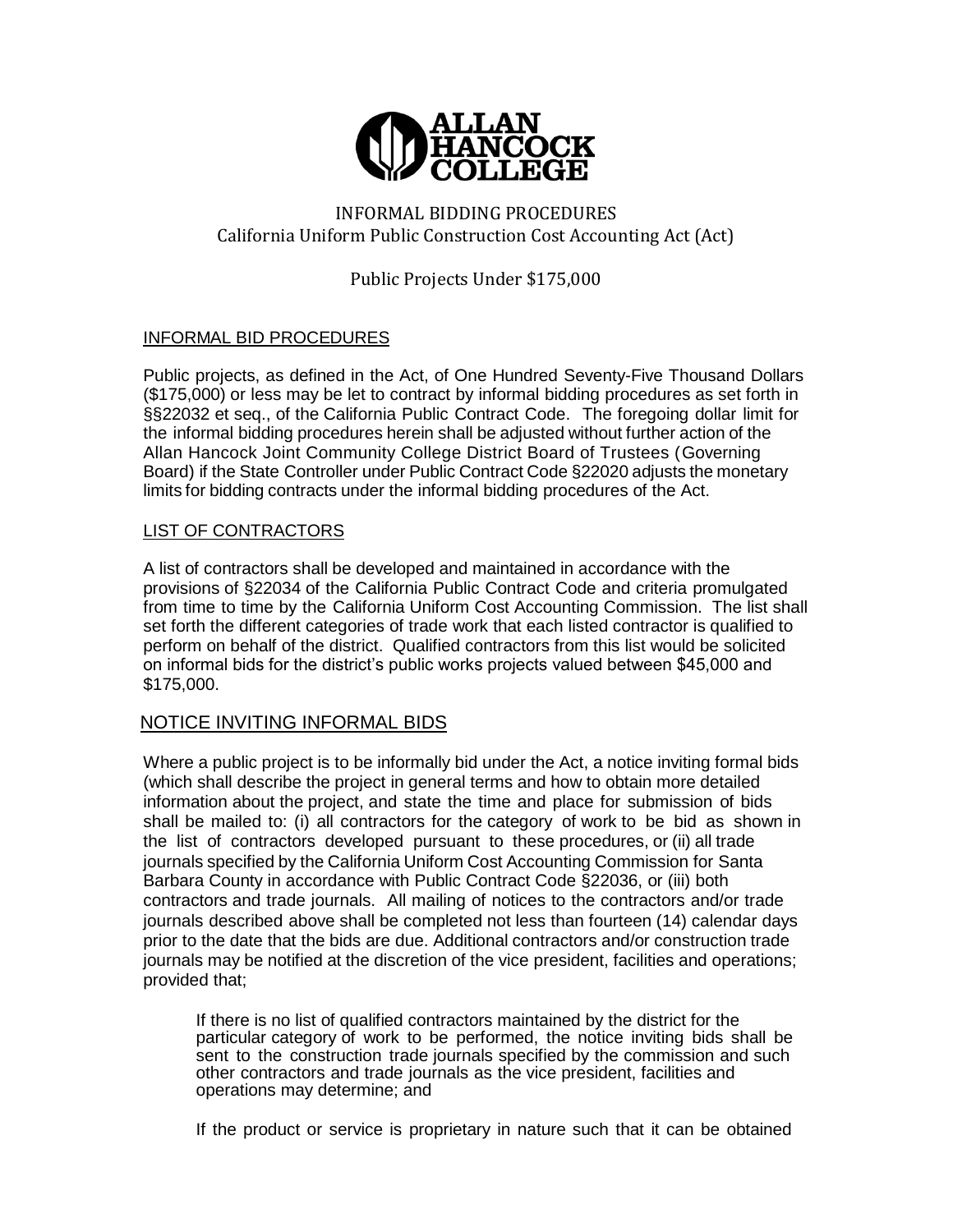**ALLAN HANCOCK COLLEGE**

# INFORMAL BIDDING PROCEDURES
## California Uniform Public Construction Cost Accounting Act (Act)

## Public Projects Under $175,000

### INFORMAL BID PROCEDURES

Public projects, as defined in the Act, of One Hundred Seventy-Five Thousand Dollars ($175,000) or less may be let to contract by informal bidding procedures as set forth in §§22032 et seq., of the California Public Contract Code. The foregoing dollar limit for the informal bidding procedures herein shall be adjusted without further action of the Allan Hancock Joint Community College District Board of Trustees (Governing Board) if the State Controller under Public Contract Code §22020 adjusts the monetary limits for bidding contracts under the informal bidding procedures of the Act.

### LIST OF CONTRACTORS

A list of contractors shall be developed and maintained in accordance with the provisions of §22034 of the California Public Contract Code and criteria promulgated from time to time by the California Uniform Cost Accounting Commission. The list shall set forth the different categories of trade work that each listed contractor is qualified to perform on behalf of the district. Qualified contractors from this list would be solicited on informal bids for the district's public works projects valued between $45,000 and $175,000.

### NOTICE INVITING INFORMAL BIDS

Where a public project is to be informally bid under the Act, a notice inviting formal bids (which shall describe the project in general terms and how to obtain more detailed information about the project, and state the time and place for submission of bids shall be mailed to: (i) all contractors for the category of work to be bid as shown in the list of contractors developed pursuant to these procedures, or (ii) all trade journals specified by the California Uniform Cost Accounting Commission for Santa Barbara County in accordance with Public Contract Code §22036, or (iii) both contractors and trade journals. All mailing of notices to the contractors and/or trade journals described above shall be completed not less than fourteen (14) calendar days prior to the date that the bids are due. Additional contractors and/or construction trade journals may be notified at the discretion of the vice president, facilities and operations; provided that;

> If there is no list of qualified contractors maintained by the district for the particular category of work to be performed, the notice inviting bids shall be sent to the construction trade journals specified by the commission and such other contractors and trade journals as the vice president, facilities and operations may determine; and
>
> If the product or service is proprietary in nature such that it can be obtained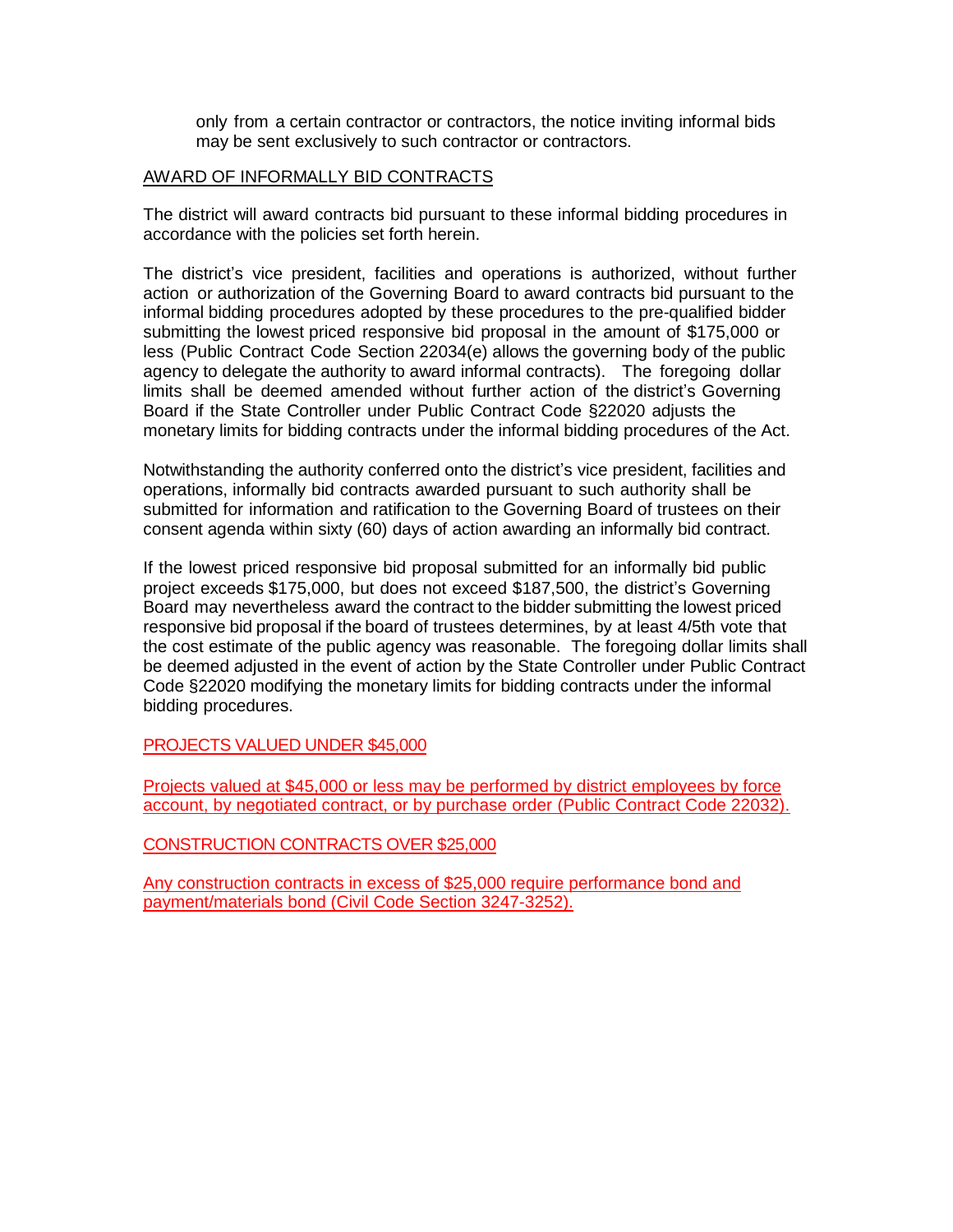only from a certain contractor or contractors, the notice inviting informal bids may be sent exclusively to such contractor or contractors.

AWARD OF INFORMALLY BID CONTRACTS

The district will award contracts bid pursuant to these informal bidding procedures in accordance with the policies set forth herein.

The district's vice president, facilities and operations is authorized, without further action or authorization of the Governing Board to award contracts bid pursuant to the informal bidding procedures adopted by these procedures to the pre-qualified bidder submitting the lowest priced responsive bid proposal in the amount of $175,000 or less (Public Contract Code Section 22034(e) allows the governing body of the public agency to delegate the authority to award informal contracts). The foregoing dollar limits shall be deemed amended without further action of the district's Governing Board if the State Controller under Public Contract Code §22020 adjusts the monetary limits for bidding contracts under the informal bidding procedures of the Act.

Notwithstanding the authority conferred onto the district's vice president, facilities and operations, informally bid contracts awarded pursuant to such authority shall be submitted for information and ratification to the Governing Board of trustees on their consent agenda within sixty (60) days of action awarding an informally bid contract.

If the lowest priced responsive bid proposal submitted for an informally bid public project exceeds $175,000, but does not exceed $187,500, the district's Governing Board may nevertheless award the contract to the bidder submitting the lowest priced responsive bid proposal if the board of trustees determines, by at least 4/5th vote that the cost estimate of the public agency was reasonable. The foregoing dollar limits shall be deemed adjusted in the event of action by the State Controller under Public Contract Code §22020 modifying the monetary limits for bidding contracts under the informal bidding procedures.

PROJECTS VALUED UNDER $45,000

Projects valued at $45,000 or less may be performed by district employees by force account, by negotiated contract, or by purchase order (Public Contract Code 22032).

CONSTRUCTION CONTRACTS OVER $25,000

Any construction contracts in excess of $25,000 require performance bond and payment/materials bond (Civil Code Section 3247-3252).